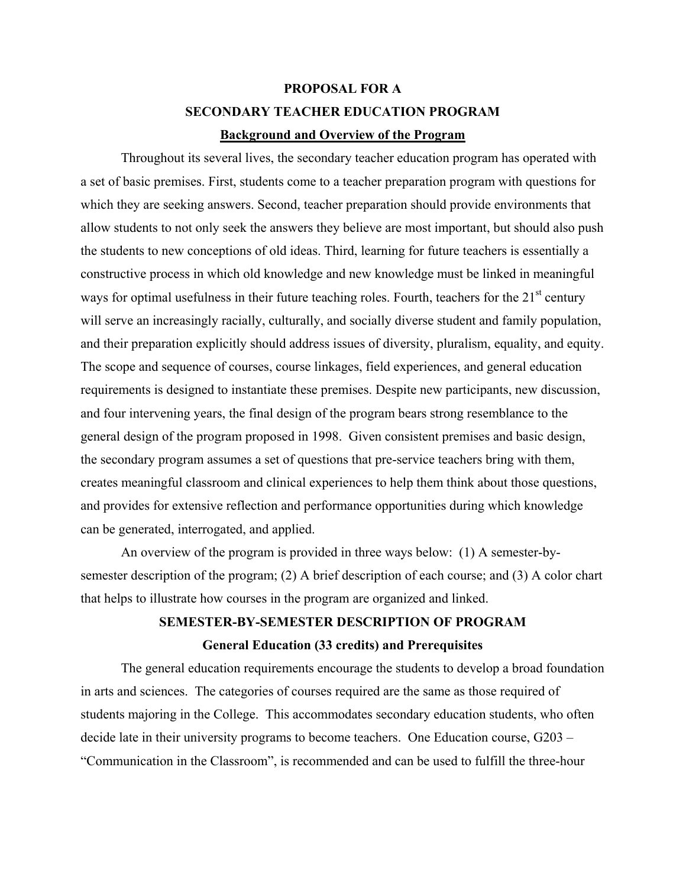# PROPOSAL FOR A
# SECONDARY TEACHER EDUCATION PROGRAM

## Background and Overview of the Program

Throughout its several lives, the secondary teacher education program has operated with a set of basic premises. First, students come to a teacher preparation program with questions for which they are seeking answers. Second, teacher preparation should provide environments that allow students to not only seek the answers they believe are most important, but should also push the students to new conceptions of old ideas. Third, learning for future teachers is essentially a constructive process in which old knowledge and new knowledge must be linked in meaningful ways for optimal usefulness in their future teaching roles. Fourth, teachers for the 21st century will serve an increasingly racially, culturally, and socially diverse student and family population, and their preparation explicitly should address issues of diversity, pluralism, equality, and equity. The scope and sequence of courses, course linkages, field experiences, and general education requirements is designed to instantiate these premises. Despite new participants, new discussion, and four intervening years, the final design of the program bears strong resemblance to the general design of the program proposed in 1998. Given consistent premises and basic design, the secondary program assumes a set of questions that pre-service teachers bring with them, creates meaningful classroom and clinical experiences to help them think about those questions, and provides for extensive reflection and performance opportunities during which knowledge can be generated, interrogated, and applied.

An overview of the program is provided in three ways below: (1) A semester-by-semester description of the program; (2) A brief description of each course; and (3) A color chart that helps to illustrate how courses in the program are organized and linked.

## SEMESTER-BY-SEMESTER DESCRIPTION OF PROGRAM

### General Education (33 credits) and Prerequisites

The general education requirements encourage the students to develop a broad foundation in arts and sciences. The categories of courses required are the same as those required of students majoring in the College. This accommodates secondary education students, who often decide late in their university programs to become teachers. One Education course, G203 – "Communication in the Classroom", is recommended and can be used to fulfill the three-hour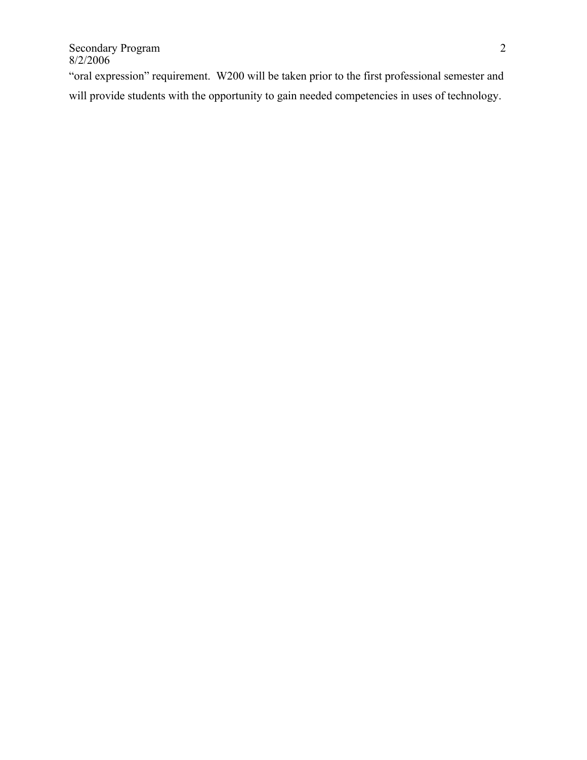"oral expression" requirement.  W200 will be taken prior to the first professional semester and will provide students with the opportunity to gain needed competencies in uses of technology.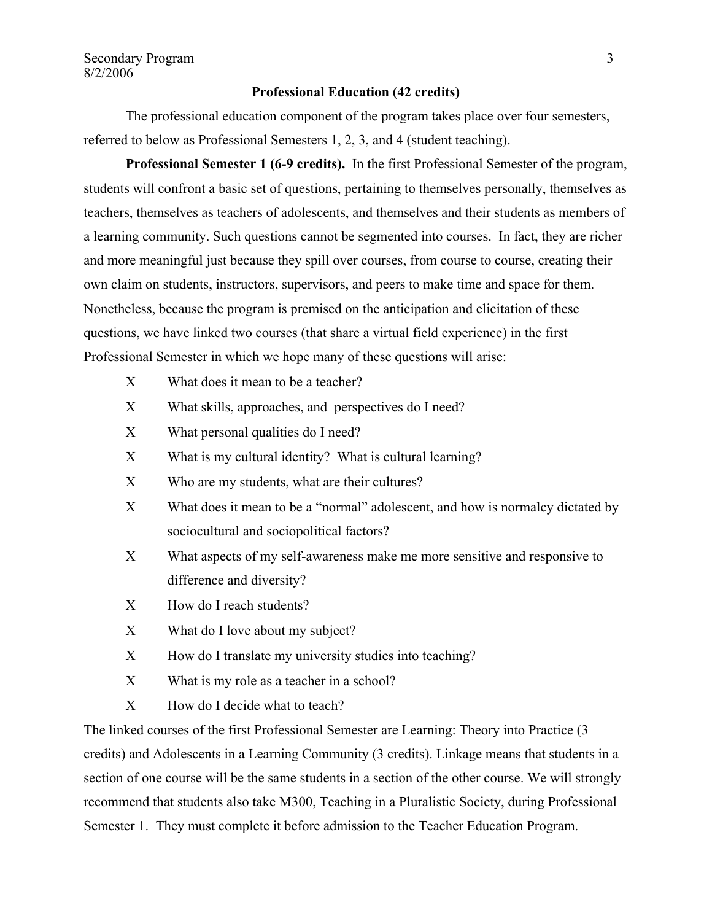## Professional Education (42 credits)

The professional education component of the program takes place over four semesters, referred to below as Professional Semesters 1, 2, 3, and 4 (student teaching).

**Professional Semester 1 (6-9 credits).** In the first Professional Semester of the program, students will confront a basic set of questions, pertaining to themselves personally, themselves as teachers, themselves as teachers of adolescents, and themselves and their students as members of a learning community. Such questions cannot be segmented into courses. In fact, they are richer and more meaningful just because they spill over courses, from course to course, creating their own claim on students, instructors, supervisors, and peers to make time and space for them. Nonetheless, because the program is premised on the anticipation and elicitation of these questions, we have linked two courses (that share a virtual field experience) in the first Professional Semester in which we hope many of these questions will arise:

- What does it mean to be a teacher?
- What skills, approaches, and perspectives do I need?
- What personal qualities do I need?
- What is my cultural identity? What is cultural learning?
- Who are my students, what are their cultures?
- What does it mean to be a "normal" adolescent, and how is normalcy dictated by sociocultural and sociopolitical factors?
- What aspects of my self-awareness make me more sensitive and responsive to difference and diversity?
- How do I reach students?
- What do I love about my subject?
- How do I translate my university studies into teaching?
- What is my role as a teacher in a school?
- How do I decide what to teach?

The linked courses of the first Professional Semester are Learning: Theory into Practice (3 credits) and Adolescents in a Learning Community (3 credits). Linkage means that students in a section of one course will be the same students in a section of the other course. We will strongly recommend that students also take M300, Teaching in a Pluralistic Society, during Professional Semester 1. They must complete it before admission to the Teacher Education Program.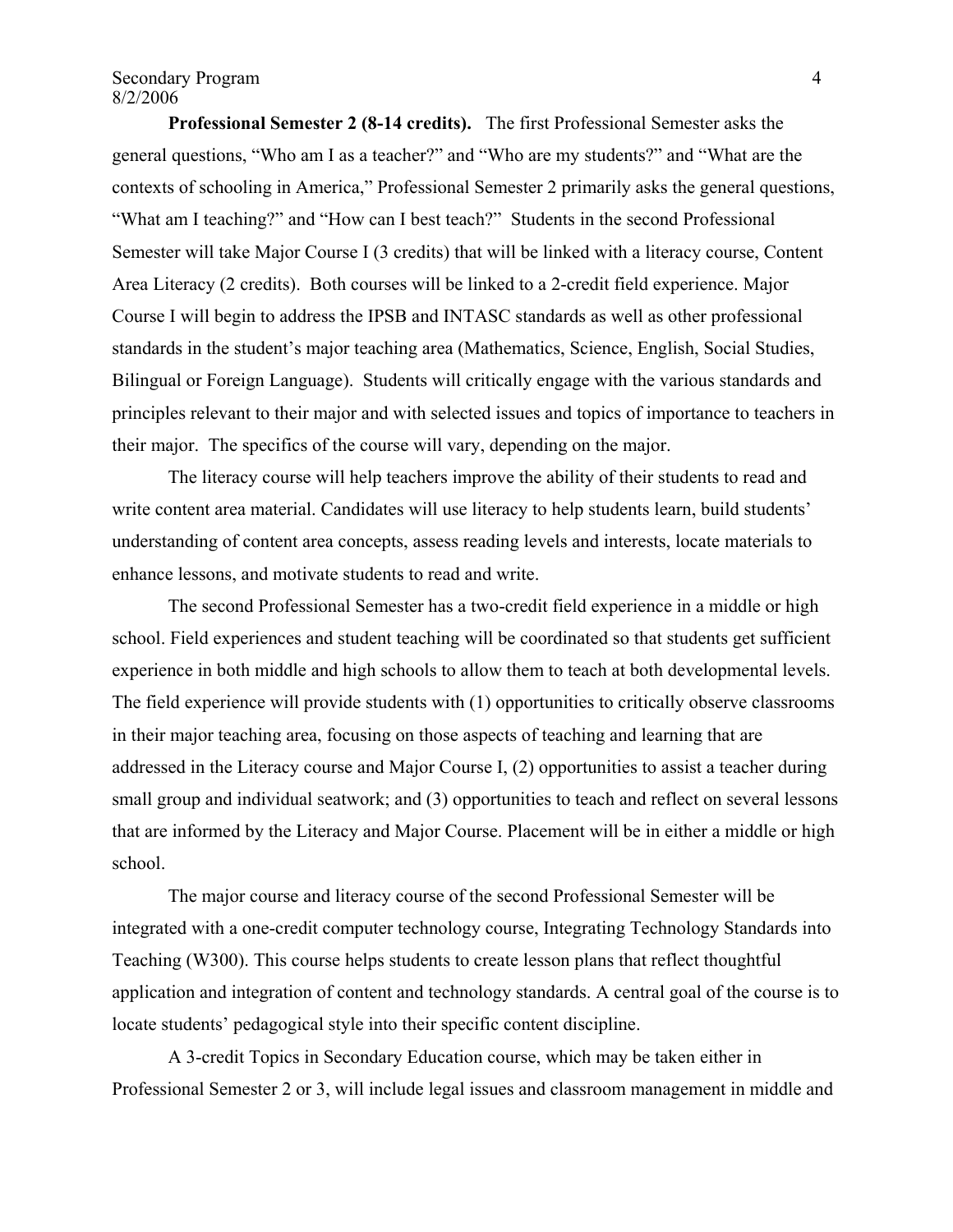**Professional Semester 2 (8-14 credits).** The first Professional Semester asks the general questions, "Who am I as a teacher?" and "Who are my students?" and "What are the contexts of schooling in America," Professional Semester 2 primarily asks the general questions, "What am I teaching?" and "How can I best teach?" Students in the second Professional Semester will take Major Course I (3 credits) that will be linked with a literacy course, Content Area Literacy (2 credits). Both courses will be linked to a 2-credit field experience. Major Course I will begin to address the IPSB and INTASC standards as well as other professional standards in the student's major teaching area (Mathematics, Science, English, Social Studies, Bilingual or Foreign Language). Students will critically engage with the various standards and principles relevant to their major and with selected issues and topics of importance to teachers in their major. The specifics of the course will vary, depending on the major.

The literacy course will help teachers improve the ability of their students to read and write content area material. Candidates will use literacy to help students learn, build students' understanding of content area concepts, assess reading levels and interests, locate materials to enhance lessons, and motivate students to read and write.

The second Professional Semester has a two-credit field experience in a middle or high school. Field experiences and student teaching will be coordinated so that students get sufficient experience in both middle and high schools to allow them to teach at both developmental levels. The field experience will provide students with (1) opportunities to critically observe classrooms in their major teaching area, focusing on those aspects of teaching and learning that are addressed in the Literacy course and Major Course I, (2) opportunities to assist a teacher during small group and individual seatwork; and (3) opportunities to teach and reflect on several lessons that are informed by the Literacy and Major Course. Placement will be in either a middle or high school.

The major course and literacy course of the second Professional Semester will be integrated with a one-credit computer technology course, Integrating Technology Standards into Teaching (W300). This course helps students to create lesson plans that reflect thoughtful application and integration of content and technology standards. A central goal of the course is to locate students' pedagogical style into their specific content discipline.

A 3-credit Topics in Secondary Education course, which may be taken either in Professional Semester 2 or 3, will include legal issues and classroom management in middle and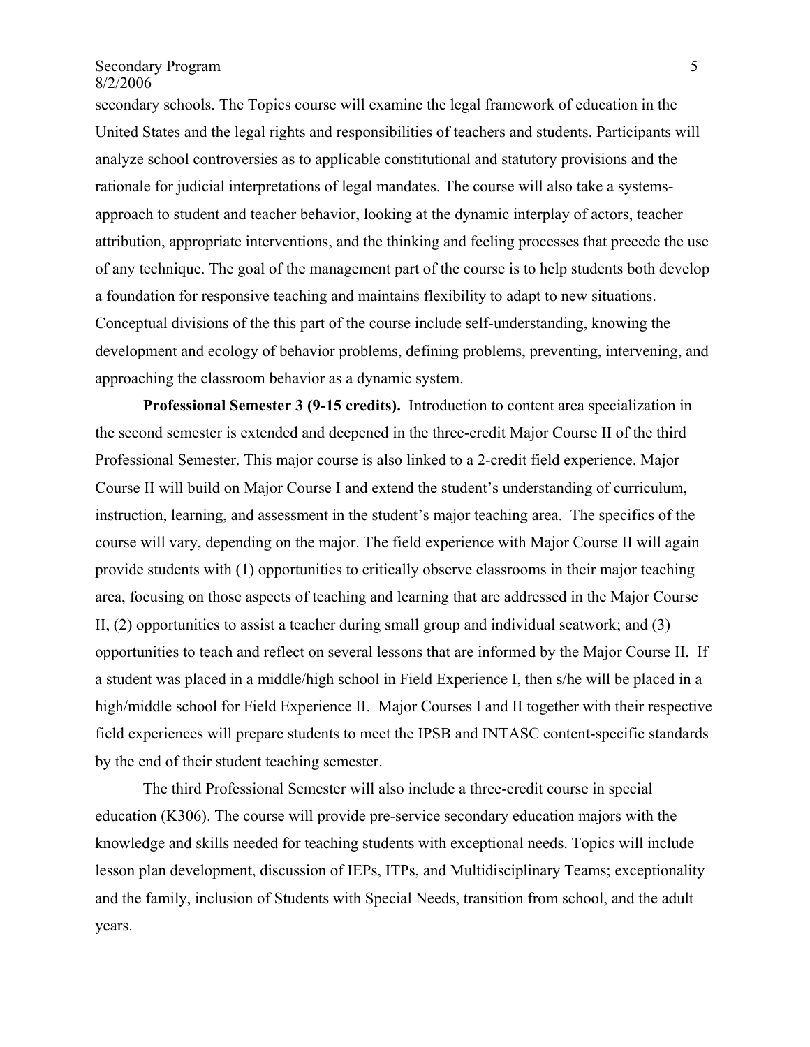secondary schools. The Topics course will examine the legal framework of education in the United States and the legal rights and responsibilities of teachers and students. Participants will analyze school controversies as to applicable constitutional and statutory provisions and the rationale for judicial interpretations of legal mandates. The course will also take a systems-approach to student and teacher behavior, looking at the dynamic interplay of actors, teacher attribution, appropriate interventions, and the thinking and feeling processes that precede the use of any technique. The goal of the management part of the course is to help students both develop a foundation for responsive teaching and maintains flexibility to adapt to new situations. Conceptual divisions of the this part of the course include self-understanding, knowing the development and ecology of behavior problems, defining problems, preventing, intervening, and approaching the classroom behavior as a dynamic system.

**Professional Semester 3 (9-15 credits).** Introduction to content area specialization in the second semester is extended and deepened in the three-credit Major Course II of the third Professional Semester. This major course is also linked to a 2-credit field experience. Major Course II will build on Major Course I and extend the student's understanding of curriculum, instruction, learning, and assessment in the student's major teaching area. The specifics of the course will vary, depending on the major. The field experience with Major Course II will again provide students with (1) opportunities to critically observe classrooms in their major teaching area, focusing on those aspects of teaching and learning that are addressed in the Major Course II, (2) opportunities to assist a teacher during small group and individual seatwork; and (3) opportunities to teach and reflect on several lessons that are informed by the Major Course II. If a student was placed in a middle/high school in Field Experience I, then s/he will be placed in a high/middle school for Field Experience II. Major Courses I and II together with their respective field experiences will prepare students to meet the IPSB and INTASC content-specific standards by the end of their student teaching semester.

The third Professional Semester will also include a three-credit course in special education (K306). The course will provide pre-service secondary education majors with the knowledge and skills needed for teaching students with exceptional needs. Topics will include lesson plan development, discussion of IEPs, ITPs, and Multidisciplinary Teams; exceptionality and the family, inclusion of Students with Special Needs, transition from school, and the adult years.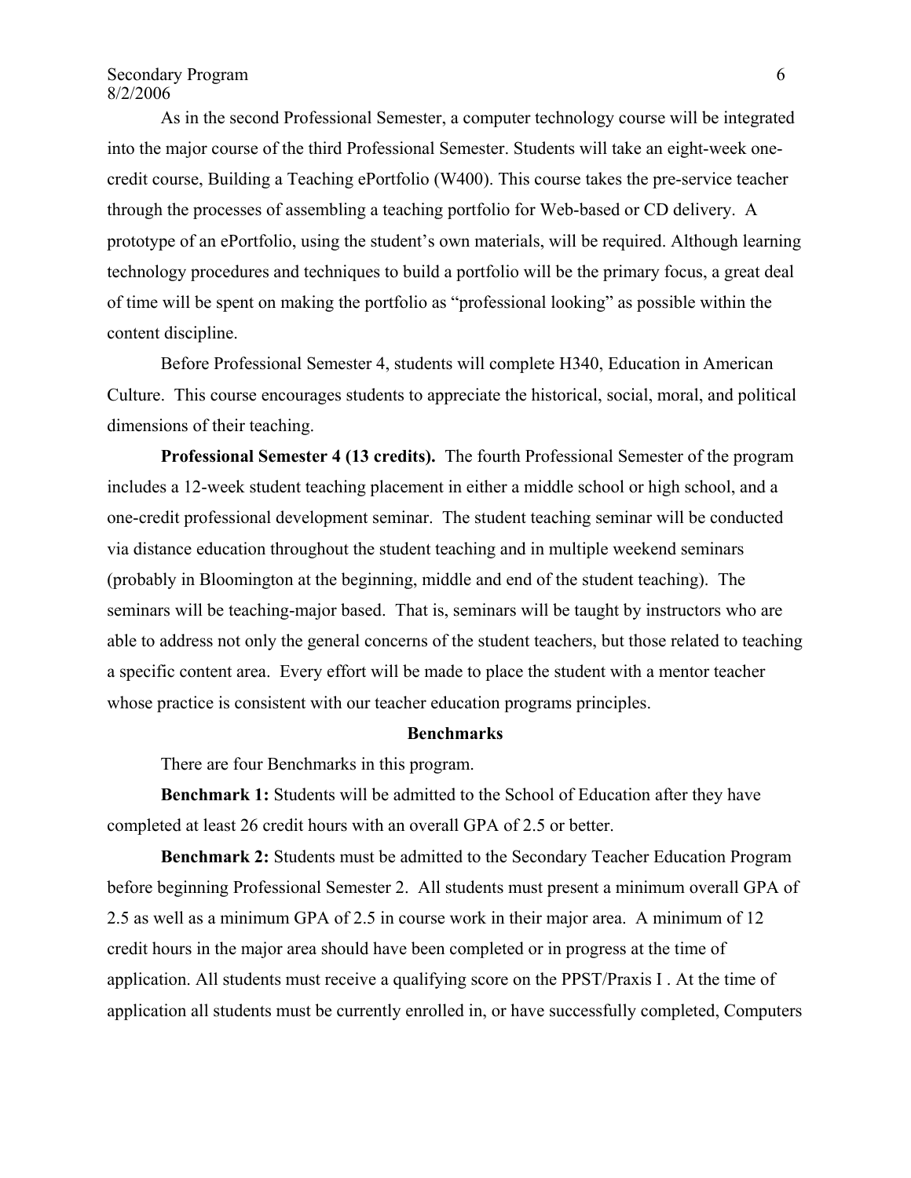As in the second Professional Semester, a computer technology course will be integrated into the major course of the third Professional Semester. Students will take an eight-week one-credit course, Building a Teaching ePortfolio (W400). This course takes the pre-service teacher through the processes of assembling a teaching portfolio for Web-based or CD delivery. A prototype of an ePortfolio, using the student's own materials, will be required. Although learning technology procedures and techniques to build a portfolio will be the primary focus, a great deal of time will be spent on making the portfolio as "professional looking" as possible within the content discipline.

Before Professional Semester 4, students will complete H340, Education in American Culture. This course encourages students to appreciate the historical, social, moral, and political dimensions of their teaching.

**Professional Semester 4 (13 credits).** The fourth Professional Semester of the program includes a 12-week student teaching placement in either a middle school or high school, and a one-credit professional development seminar. The student teaching seminar will be conducted via distance education throughout the student teaching and in multiple weekend seminars (probably in Bloomington at the beginning, middle and end of the student teaching). The seminars will be teaching-major based. That is, seminars will be taught by instructors who are able to address not only the general concerns of the student teachers, but those related to teaching a specific content area. Every effort will be made to place the student with a mentor teacher whose practice is consistent with our teacher education programs principles.

## Benchmarks

There are four Benchmarks in this program.

**Benchmark 1:** Students will be admitted to the School of Education after they have completed at least 26 credit hours with an overall GPA of 2.5 or better.

**Benchmark 2:** Students must be admitted to the Secondary Teacher Education Program before beginning Professional Semester 2. All students must present a minimum overall GPA of 2.5 as well as a minimum GPA of 2.5 in course work in their major area. A minimum of 12 credit hours in the major area should have been completed or in progress at the time of application. All students must receive a qualifying score on the PPST/Praxis I . At the time of application all students must be currently enrolled in, or have successfully completed, Computers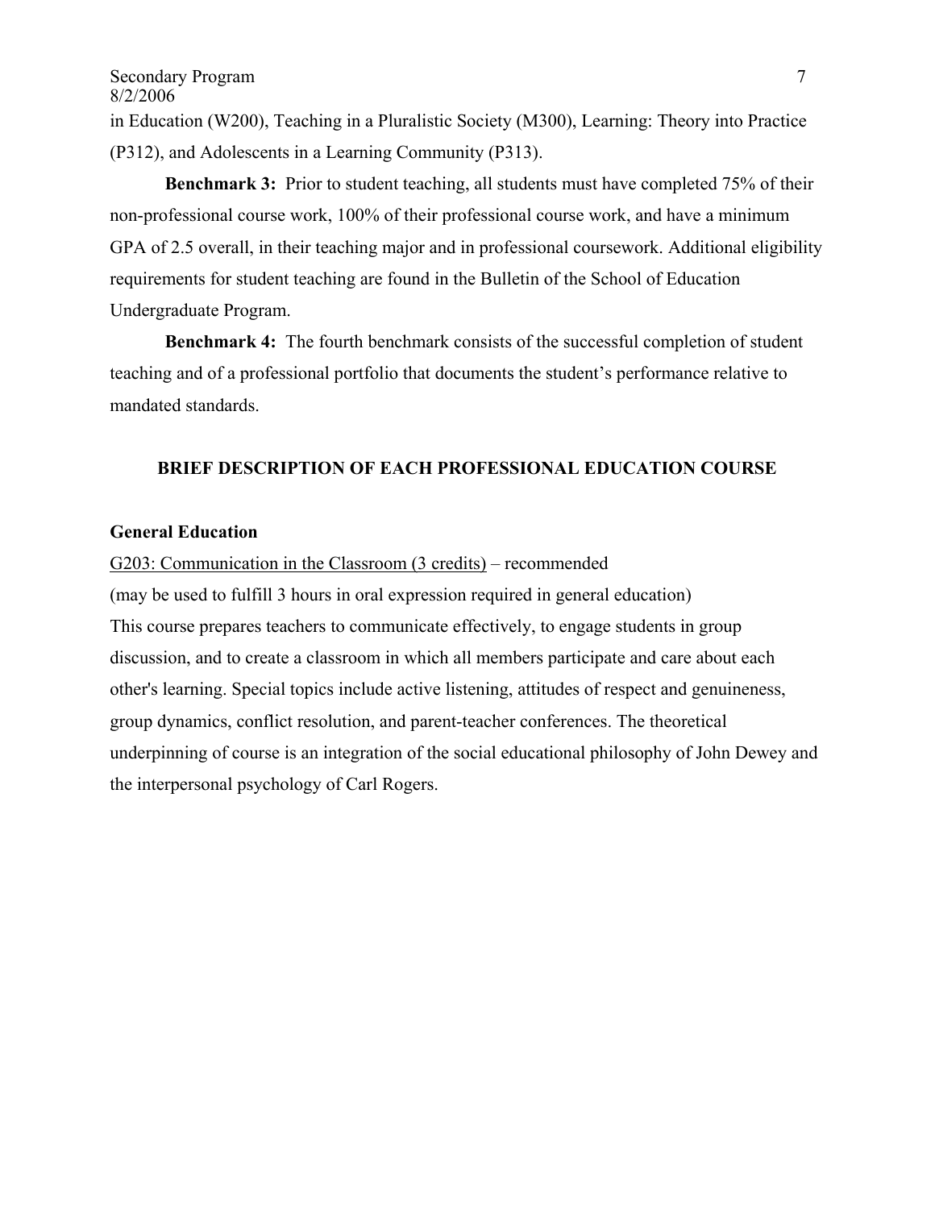in Education (W200), Teaching in a Pluralistic Society (M300), Learning: Theory into Practice (P312), and Adolescents in a Learning Community (P313).

**Benchmark 3:** Prior to student teaching, all students must have completed 75% of their non-professional course work, 100% of their professional course work, and have a minimum GPA of 2.5 overall, in their teaching major and in professional coursework. Additional eligibility requirements for student teaching are found in the Bulletin of the School of Education Undergraduate Program.

**Benchmark 4:** The fourth benchmark consists of the successful completion of student teaching and of a professional portfolio that documents the student's performance relative to mandated standards.

## BRIEF DESCRIPTION OF EACH PROFESSIONAL EDUCATION COURSE

### General Education

<u>G203: Communication in the Classroom (3 credits)</u> – recommended

(may be used to fulfill 3 hours in oral expression required in general education)

This course prepares teachers to communicate effectively, to engage students in group discussion, and to create a classroom in which all members participate and care about each other's learning. Special topics include active listening, attitudes of respect and genuineness, group dynamics, conflict resolution, and parent-teacher conferences. The theoretical underpinning of course is an integration of the social educational philosophy of John Dewey and the interpersonal psychology of Carl Rogers.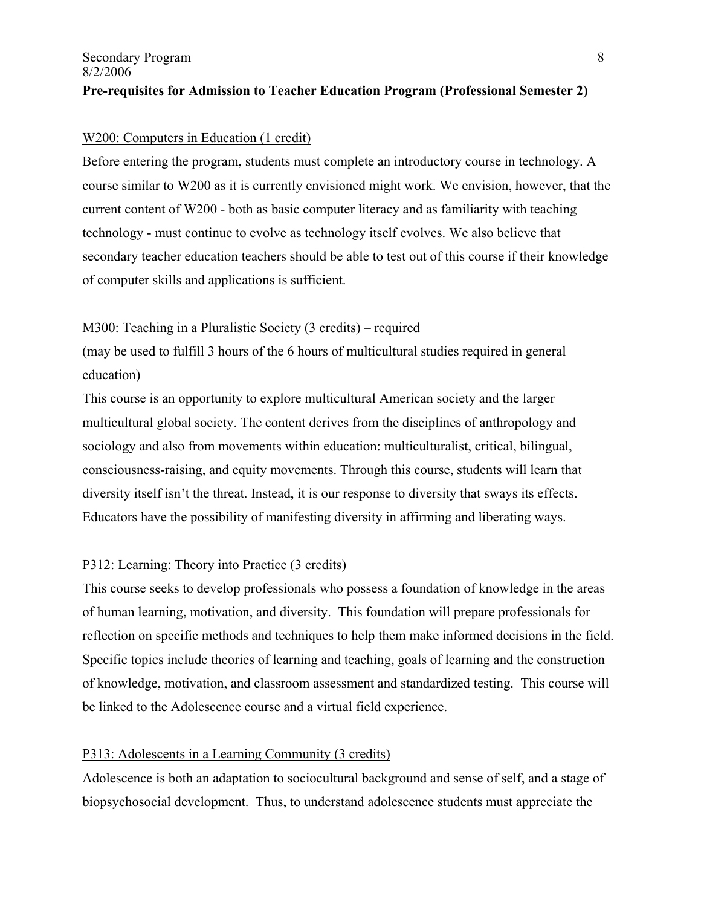**Pre-requisites for Admission to Teacher Education Program (Professional Semester 2)**

<u>W200: Computers in Education (1 credit)</u>

Before entering the program, students must complete an introductory course in technology. A course similar to W200 as it is currently envisioned might work. We envision, however, that the current content of W200 - both as basic computer literacy and as familiarity with teaching technology - must continue to evolve as technology itself evolves. We also believe that secondary teacher education teachers should be able to test out of this course if their knowledge of computer skills and applications is sufficient.

<u>M300: Teaching in a Pluralistic Society (3 credits)</u> – required

(may be used to fulfill 3 hours of the 6 hours of multicultural studies required in general education)

This course is an opportunity to explore multicultural American society and the larger multicultural global society. The content derives from the disciplines of anthropology and sociology and also from movements within education: multiculturalist, critical, bilingual, consciousness-raising, and equity movements. Through this course, students will learn that diversity itself isn't the threat. Instead, it is our response to diversity that sways its effects. Educators have the possibility of manifesting diversity in affirming and liberating ways.

<u>P312: Learning: Theory into Practice (3 credits)</u>

This course seeks to develop professionals who possess a foundation of knowledge in the areas of human learning, motivation, and diversity. This foundation will prepare professionals for reflection on specific methods and techniques to help them make informed decisions in the field. Specific topics include theories of learning and teaching, goals of learning and the construction of knowledge, motivation, and classroom assessment and standardized testing. This course will be linked to the Adolescence course and a virtual field experience.

<u>P313: Adolescents in a Learning Community (3 credits)</u>

Adolescence is both an adaptation to sociocultural background and sense of self, and a stage of biopsychosocial development. Thus, to understand adolescence students must appreciate the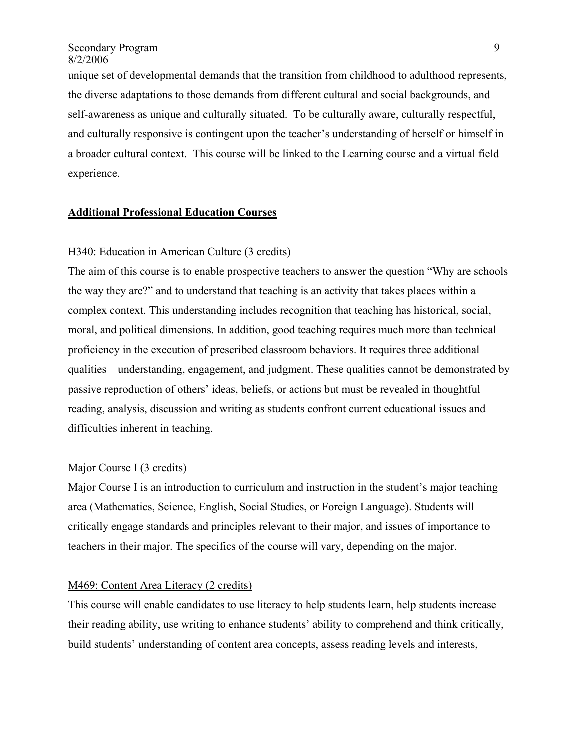unique set of developmental demands that the transition from childhood to adulthood represents, the diverse adaptations to those demands from different cultural and social backgrounds, and self-awareness as unique and culturally situated. To be culturally aware, culturally respectful, and culturally responsive is contingent upon the teacher's understanding of herself or himself in a broader cultural context. This course will be linked to the Learning course and a virtual field experience.

## **Additional Professional Education Courses**

H340: Education in American Culture (3 credits)

The aim of this course is to enable prospective teachers to answer the question "Why are schools the way they are?" and to understand that teaching is an activity that takes places within a complex context. This understanding includes recognition that teaching has historical, social, moral, and political dimensions. In addition, good teaching requires much more than technical proficiency in the execution of prescribed classroom behaviors. It requires three additional qualities—understanding, engagement, and judgment. These qualities cannot be demonstrated by passive reproduction of others' ideas, beliefs, or actions but must be revealed in thoughtful reading, analysis, discussion and writing as students confront current educational issues and difficulties inherent in teaching.

Major Course I (3 credits)

Major Course I is an introduction to curriculum and instruction in the student's major teaching area (Mathematics, Science, English, Social Studies, or Foreign Language). Students will critically engage standards and principles relevant to their major, and issues of importance to teachers in their major. The specifics of the course will vary, depending on the major.

M469: Content Area Literacy (2 credits)

This course will enable candidates to use literacy to help students learn, help students increase their reading ability, use writing to enhance students' ability to comprehend and think critically, build students' understanding of content area concepts, assess reading levels and interests,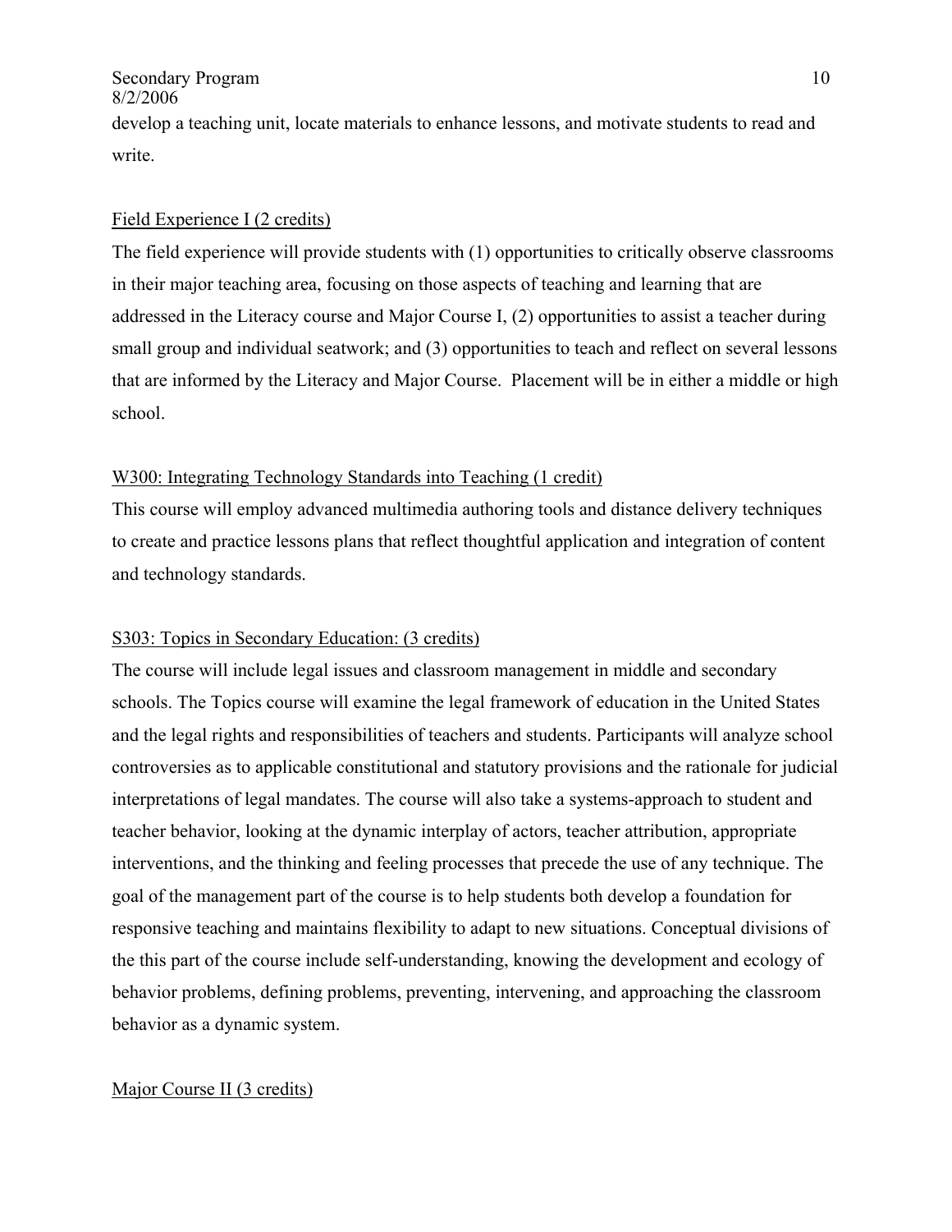develop a teaching unit, locate materials to enhance lessons, and motivate students to read and write.

<u>Field Experience I (2 credits)</u>

The field experience will provide students with (1) opportunities to critically observe classrooms in their major teaching area, focusing on those aspects of teaching and learning that are addressed in the Literacy course and Major Course I, (2) opportunities to assist a teacher during small group and individual seatwork; and (3) opportunities to teach and reflect on several lessons that are informed by the Literacy and Major Course. Placement will be in either a middle or high school.

<u>W300: Integrating Technology Standards into Teaching (1 credit)</u>

This course will employ advanced multimedia authoring tools and distance delivery techniques to create and practice lessons plans that reflect thoughtful application and integration of content and technology standards.

<u>S303: Topics in Secondary Education: (3 credits)</u>

The course will include legal issues and classroom management in middle and secondary schools. The Topics course will examine the legal framework of education in the United States and the legal rights and responsibilities of teachers and students. Participants will analyze school controversies as to applicable constitutional and statutory provisions and the rationale for judicial interpretations of legal mandates. The course will also take a systems-approach to student and teacher behavior, looking at the dynamic interplay of actors, teacher attribution, appropriate interventions, and the thinking and feeling processes that precede the use of any technique. The goal of the management part of the course is to help students both develop a foundation for responsive teaching and maintains flexibility to adapt to new situations. Conceptual divisions of the this part of the course include self-understanding, knowing the development and ecology of behavior problems, defining problems, preventing, intervening, and approaching the classroom behavior as a dynamic system.

<u>Major Course II (3 credits)</u>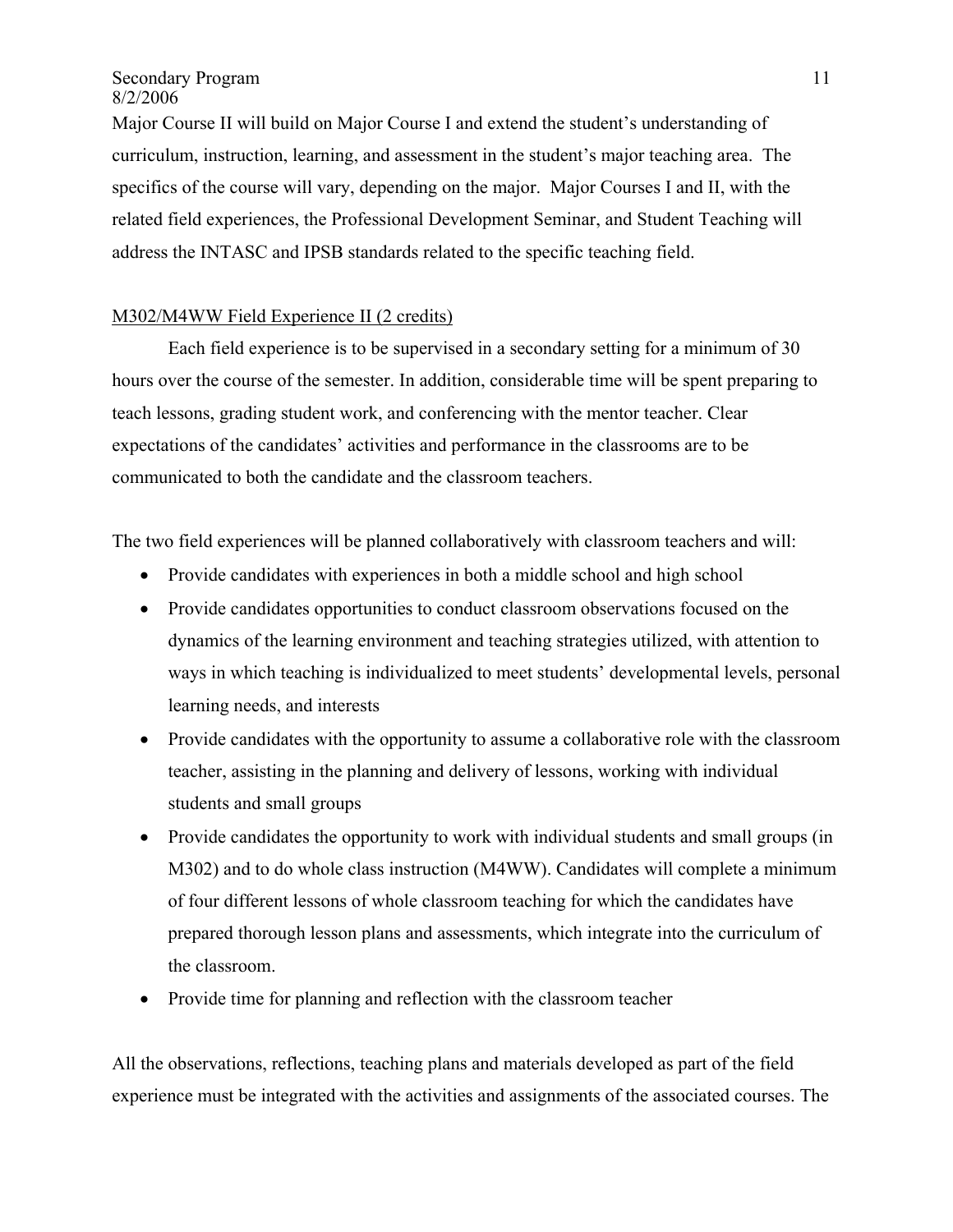Major Course II will build on Major Course I and extend the student's understanding of curriculum, instruction, learning, and assessment in the student's major teaching area. The specifics of the course will vary, depending on the major. Major Courses I and II, with the related field experiences, the Professional Development Seminar, and Student Teaching will address the INTASC and IPSB standards related to the specific teaching field.

<u>M302/M4WW Field Experience II (2 credits)</u>

Each field experience is to be supervised in a secondary setting for a minimum of 30 hours over the course of the semester. In addition, considerable time will be spent preparing to teach lessons, grading student work, and conferencing with the mentor teacher. Clear expectations of the candidates' activities and performance in the classrooms are to be communicated to both the candidate and the classroom teachers.

The two field experiences will be planned collaboratively with classroom teachers and will:

- Provide candidates with experiences in both a middle school and high school
- Provide candidates opportunities to conduct classroom observations focused on the dynamics of the learning environment and teaching strategies utilized, with attention to ways in which teaching is individualized to meet students' developmental levels, personal learning needs, and interests
- Provide candidates with the opportunity to assume a collaborative role with the classroom teacher, assisting in the planning and delivery of lessons, working with individual students and small groups
- Provide candidates the opportunity to work with individual students and small groups (in M302) and to do whole class instruction (M4WW). Candidates will complete a minimum of four different lessons of whole classroom teaching for which the candidates have prepared thorough lesson plans and assessments, which integrate into the curriculum of the classroom.
- Provide time for planning and reflection with the classroom teacher

All the observations, reflections, teaching plans and materials developed as part of the field experience must be integrated with the activities and assignments of the associated courses. The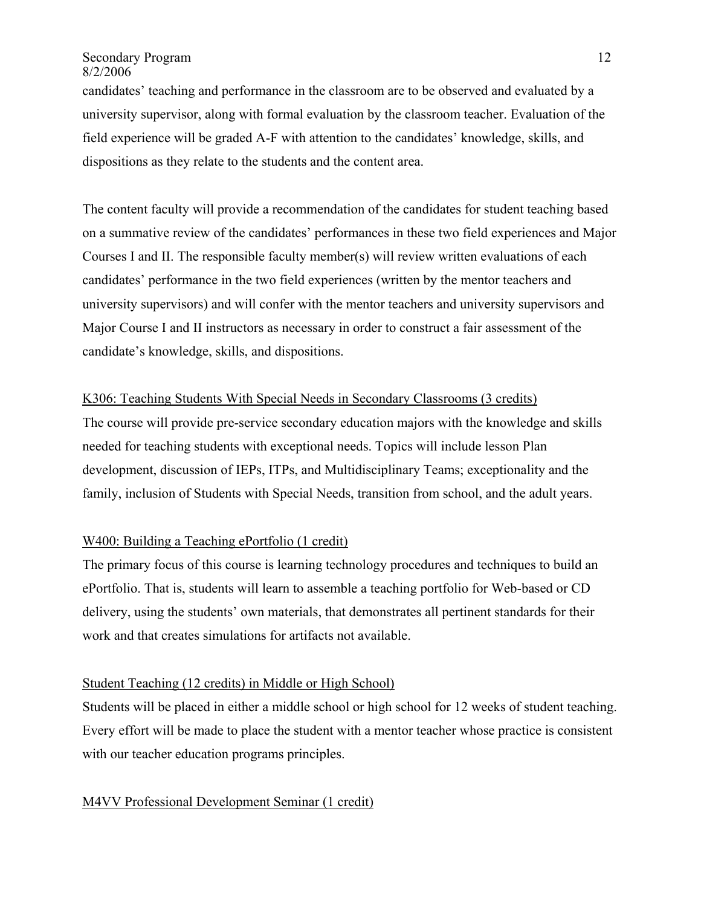candidates' teaching and performance in the classroom are to be observed and evaluated by a university supervisor, along with formal evaluation by the classroom teacher. Evaluation of the field experience will be graded A-F with attention to the candidates' knowledge, skills, and dispositions as they relate to the students and the content area.

The content faculty will provide a recommendation of the candidates for student teaching based on a summative review of the candidates' performances in these two field experiences and Major Courses I and II. The responsible faculty member(s) will review written evaluations of each candidates' performance in the two field experiences (written by the mentor teachers and university supervisors) and will confer with the mentor teachers and university supervisors and Major Course I and II instructors as necessary in order to construct a fair assessment of the candidate's knowledge, skills, and dispositions.

<u>K306: Teaching Students With Special Needs in Secondary Classrooms (3 credits)</u>

The course will provide pre-service secondary education majors with the knowledge and skills needed for teaching students with exceptional needs. Topics will include lesson Plan development, discussion of IEPs, ITPs, and Multidisciplinary Teams; exceptionality and the family, inclusion of Students with Special Needs, transition from school, and the adult years.

<u>W400: Building a Teaching ePortfolio (1 credit)</u>

The primary focus of this course is learning technology procedures and techniques to build an ePortfolio. That is, students will learn to assemble a teaching portfolio for Web-based or CD delivery, using the students' own materials, that demonstrates all pertinent standards for their work and that creates simulations for artifacts not available.

<u>Student Teaching (12 credits) in Middle or High School)</u>

Students will be placed in either a middle school or high school for 12 weeks of student teaching. Every effort will be made to place the student with a mentor teacher whose practice is consistent with our teacher education programs principles.

<u>M4VV Professional Development Seminar (1 credit)</u>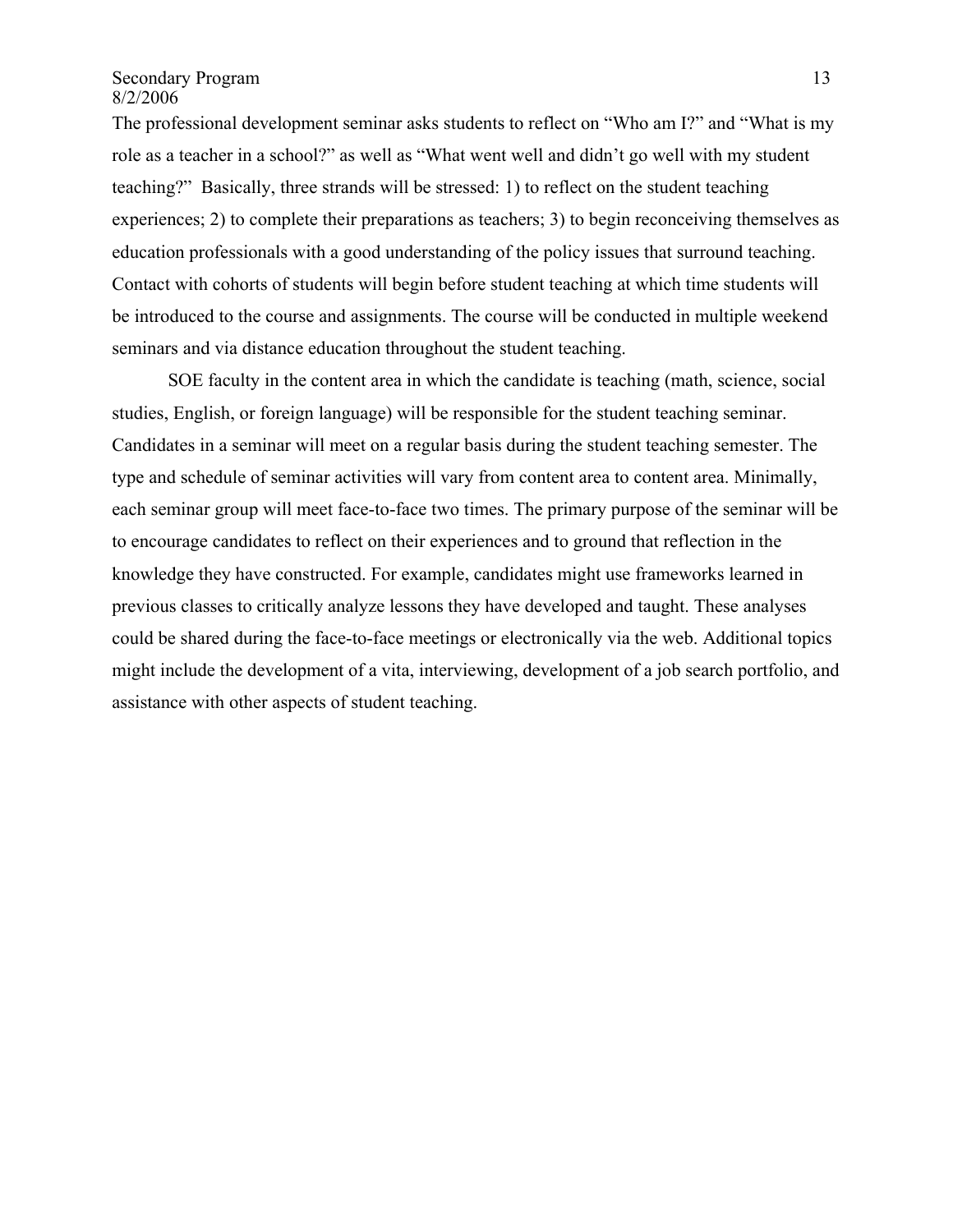The professional development seminar asks students to reflect on "Who am I?" and "What is my role as a teacher in a school?" as well as "What went well and didn't go well with my student teaching?" Basically, three strands will be stressed: 1) to reflect on the student teaching experiences; 2) to complete their preparations as teachers; 3) to begin reconceiving themselves as education professionals with a good understanding of the policy issues that surround teaching. Contact with cohorts of students will begin before student teaching at which time students will be introduced to the course and assignments. The course will be conducted in multiple weekend seminars and via distance education throughout the student teaching.

SOE faculty in the content area in which the candidate is teaching (math, science, social studies, English, or foreign language) will be responsible for the student teaching seminar. Candidates in a seminar will meet on a regular basis during the student teaching semester. The type and schedule of seminar activities will vary from content area to content area. Minimally, each seminar group will meet face-to-face two times. The primary purpose of the seminar will be to encourage candidates to reflect on their experiences and to ground that reflection in the knowledge they have constructed. For example, candidates might use frameworks learned in previous classes to critically analyze lessons they have developed and taught. These analyses could be shared during the face-to-face meetings or electronically via the web. Additional topics might include the development of a vita, interviewing, development of a job search portfolio, and assistance with other aspects of student teaching.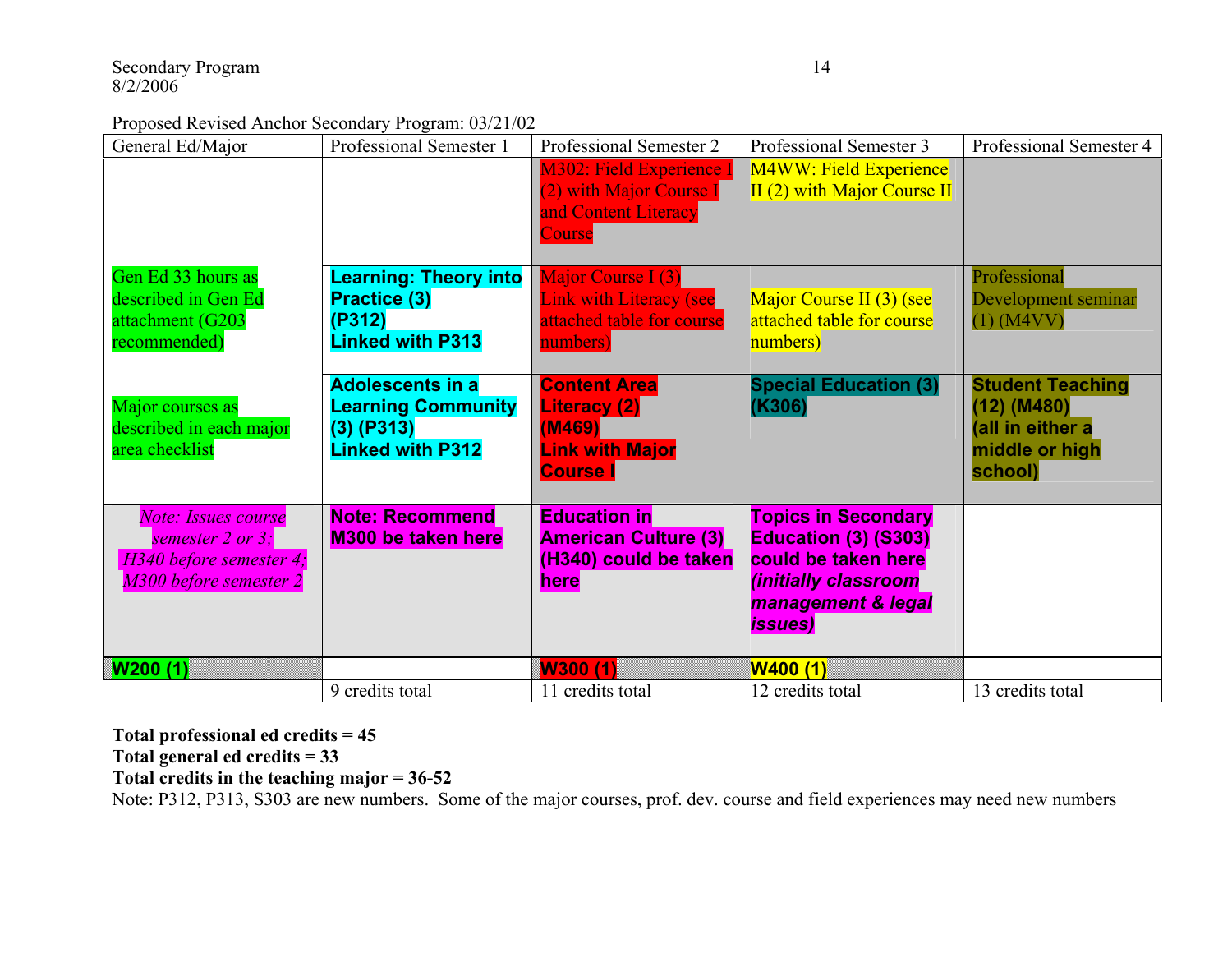Proposed Revised Anchor Secondary Program: 03/21/02

| General Ed/Major | Professional Semester 1 | Professional Semester 2 | Professional Semester 3 | Professional Semester 4 |
|---|---|---|---|---|
| | | M302: Field Experience I (2) with Major Course I and Content Literacy Course | M4WW: Field Experience II (2) with Major Course II | |
| Gen Ed 33 hours as described in Gen Ed attachment (G203 recommended) | **Learning: Theory into Practice (3) (P312) Linked with P313** | Major Course I (3) Link with Literacy (see attached table for course numbers) | Major Course II (3) (see attached table for course numbers) | Professional Development seminar (1) (M4VV) |
| Major courses as described in each major area checklist | **Adolescents in a Learning Community (3) (P313) Linked with P312** | **Content Area Literacy (2) (M469) Link with Major Course I** | **Special Education (3) (K306)** | **Student Teaching (12) (M480) (all in either a middle or high school)** |
| *Note: Issues course semester 2 or 3; H340 before semester 4; M300 before semester 2* | **Note: Recommend M300 be taken here** | **Education in American Culture (3) (H340) could be taken here** | **Topics in Secondary Education (3) (S303) could be taken here *(initially classroom management & legal issues)*** | |
| **W200 (1)** | | **W300 (1)** | **W400 (1)** | |
| | 9 credits total | 11 credits total | 12 credits total | 13 credits total |

**Total professional ed credits = 45**
**Total general ed credits = 33**
**Total credits in the teaching major = 36-52**
Note: P312, P313, S303 are new numbers. Some of the major courses, prof. dev. course and field experiences may need new numbers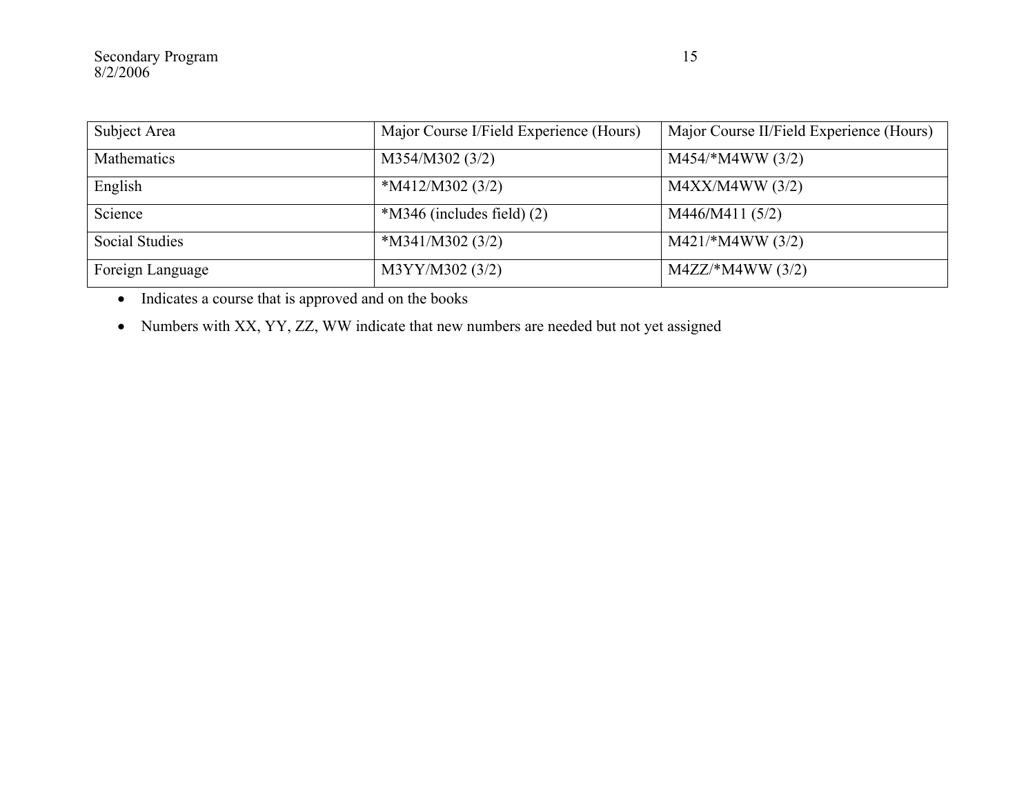| Subject Area | Major Course I/Field Experience (Hours) | Major Course II/Field Experience (Hours) |
| --- | --- | --- |
| Mathematics | M354/M302 (3/2) | M454/*M4WW (3/2) |
| English | *M412/M302 (3/2) | M4XX/M4WW (3/2) |
| Science | *M346 (includes field) (2) | M446/M411 (5/2) |
| Social Studies | *M341/M302 (3/2) | M421/*M4WW (3/2) |
| Foreign Language | M3YY/M302 (3/2) | M4ZZ/*M4WW (3/2) |

- Indicates a course that is approved and on the books
- Numbers with XX, YY, ZZ, WW indicate that new numbers are needed but not yet assigned